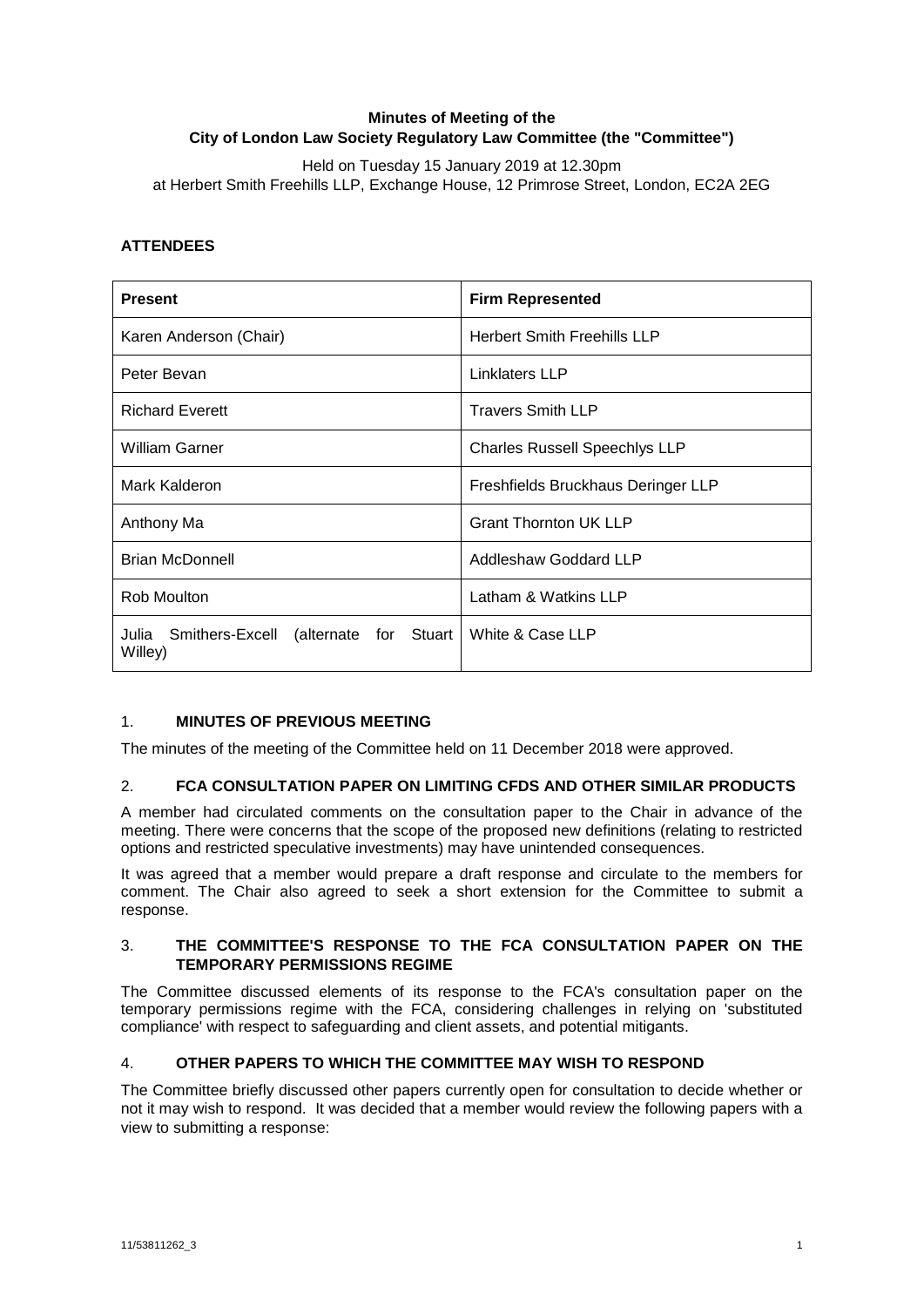**Minutes of Meeting of the City of London Law Society Regulatory Law Committee (the "Committee")**

Held on Tuesday 15 January 2019 at 12.30pm
at Herbert Smith Freehills LLP, Exchange House, 12 Primrose Street, London, EC2A 2EG

**ATTENDEES**

| Present | Firm Represented |
|---|---|
| Karen Anderson (Chair) | Herbert Smith Freehills LLP |
| Peter Bevan | Linklaters LLP |
| Richard Everett | Travers Smith LLP |
| William Garner | Charles Russell Speechlys LLP |
| Mark Kalderon | Freshfields Bruckhaus Deringer LLP |
| Anthony Ma | Grant Thornton UK LLP |
| Brian McDonnell | Addleshaw Goddard LLP |
| Rob Moulton | Latham & Watkins LLP |
| Julia Smithers-Excell (alternate for Stuart Willey) | White & Case LLP |

## 1. MINUTES OF PREVIOUS MEETING

The minutes of the meeting of the Committee held on 11 December 2018 were approved.

## 2. FCA CONSULTATION PAPER ON LIMITING CFDS AND OTHER SIMILAR PRODUCTS

A member had circulated comments on the consultation paper to the Chair in advance of the meeting. There were concerns that the scope of the proposed new definitions (relating to restricted options and restricted speculative investments) may have unintended consequences.

It was agreed that a member would prepare a draft response and circulate to the members for comment. The Chair also agreed to seek a short extension for the Committee to submit a response.

## 3. THE COMMITTEE'S RESPONSE TO THE FCA CONSULTATION PAPER ON THE TEMPORARY PERMISSIONS REGIME

The Committee discussed elements of its response to the FCA's consultation paper on the temporary permissions regime with the FCA, considering challenges in relying on 'substituted compliance' with respect to safeguarding and client assets, and potential mitigants.

## 4. OTHER PAPERS TO WHICH THE COMMITTEE MAY WISH TO RESPOND

The Committee briefly discussed other papers currently open for consultation to decide whether or not it may wish to respond. It was decided that a member would review the following papers with a view to submitting a response: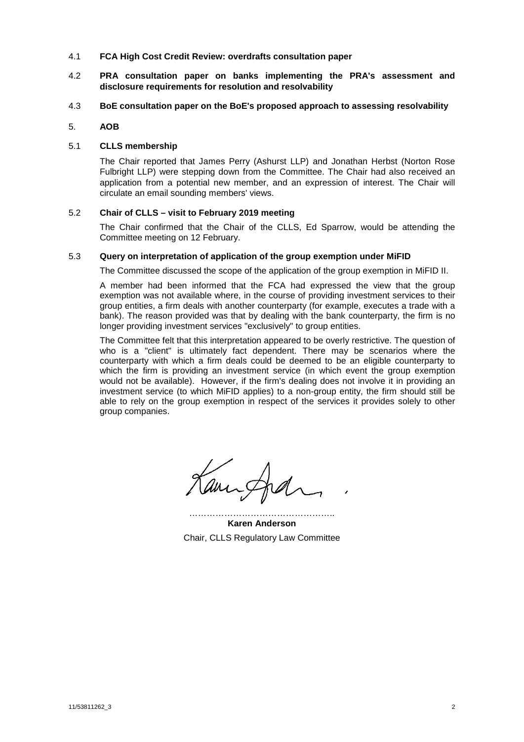4.1 **FCA High Cost Credit Review: overdrafts consultation paper**

4.2 **PRA consultation paper on banks implementing the PRA's assessment and disclosure requirements for resolution and resolvability**

4.3 **BoE consultation paper on the BoE's proposed approach to assessing resolvability**

5. **AOB**

5.1 **CLLS membership**

The Chair reported that James Perry (Ashurst LLP) and Jonathan Herbst (Norton Rose Fulbright LLP) were stepping down from the Committee. The Chair had also received an application from a potential new member, and an expression of interest. The Chair will circulate an email sounding members' views.

5.2 **Chair of CLLS – visit to February 2019 meeting**

The Chair confirmed that the Chair of the CLLS, Ed Sparrow, would be attending the Committee meeting on 12 February.

5.3 **Query on interpretation of application of the group exemption under MiFID**

The Committee discussed the scope of the application of the group exemption in MiFID II.

A member had been informed that the FCA had expressed the view that the group exemption was not available where, in the course of providing investment services to their group entities, a firm deals with another counterparty (for example, executes a trade with a bank). The reason provided was that by dealing with the bank counterparty, the firm is no longer providing investment services "exclusively" to group entities.

The Committee felt that this interpretation appeared to be overly restrictive. The question of who is a "client" is ultimately fact dependent. There may be scenarios where the counterparty with which a firm deals could be deemed to be an eligible counterparty to which the firm is providing an investment service (in which event the group exemption would not be available). However, if the firm's dealing does not involve it in providing an investment service (to which MiFID applies) to a non-group entity, the firm should still be able to rely on the group exemption in respect of the services it provides solely to other group companies.

…………………………………………..

**Karen Anderson**

Chair, CLLS Regulatory Law Committee